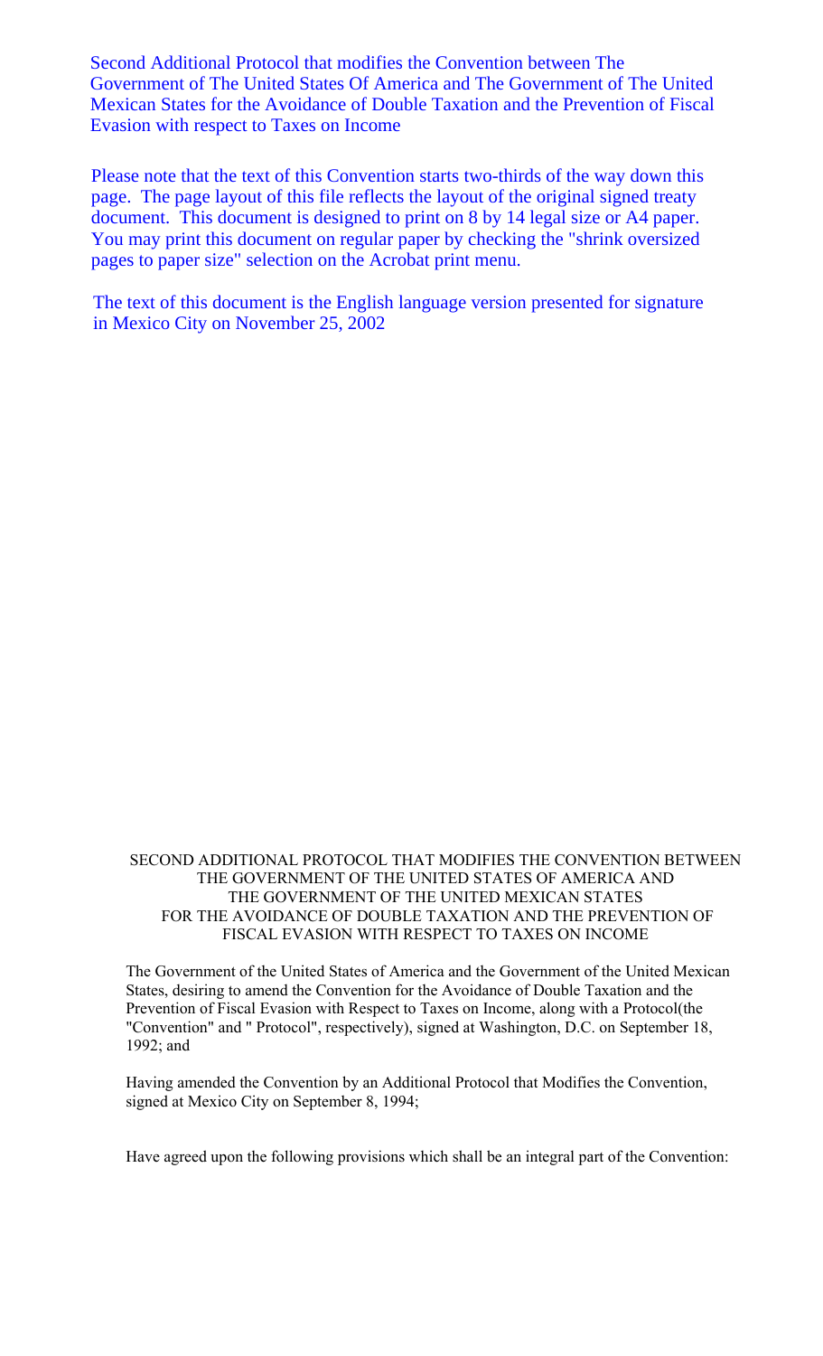Second Additional Protocol that modifies the Convention between The Government of The United States Of America and The Government of The United Mexican States for the Avoidance of Double Taxation and the Prevention of Fiscal Evasion with respect to Taxes on Income

Please note that the text of this Convention starts two-thirds of the way down this page. The page layout of this file reflects the layout of the original signed treaty document. This document is designed to print on 8 by 14 legal size or A4 paper. You may print this document on regular paper by checking the "shrink oversized pages to paper size" selection on the Acrobat print menu.

The text of this document is the English language version presented for signature in Mexico City on November 25, 2002

# SECOND ADDITIONAL PROTOCOL THAT MODIFIES THE CONVENTION BETWEEN THE GOVERNMENT OF THE UNITED STATES OF AMERICA AND THE GOVERNMENT OF THE UNITED MEXICAN STATES FOR THE AVOIDANCE OF DOUBLE TAXATION AND THE PREVENTION OF FISCAL EVASION WITH RESPECT TO TAXES ON INCOME

The Government of the United States of America and the Government of the United Mexican States, desiring to amend the Convention for the Avoidance of Double Taxation and the Prevention of Fiscal Evasion with Respect to Taxes on Income, along with a Protocol(the "Convention" and " Protocol", respectively), signed at Washington, D.C. on September 18, 1992; and

Having amended the Convention by an Additional Protocol that Modifies the Convention, signed at Mexico City on September 8, 1994;

Have agreed upon the following provisions which shall be an integral part of the Convention: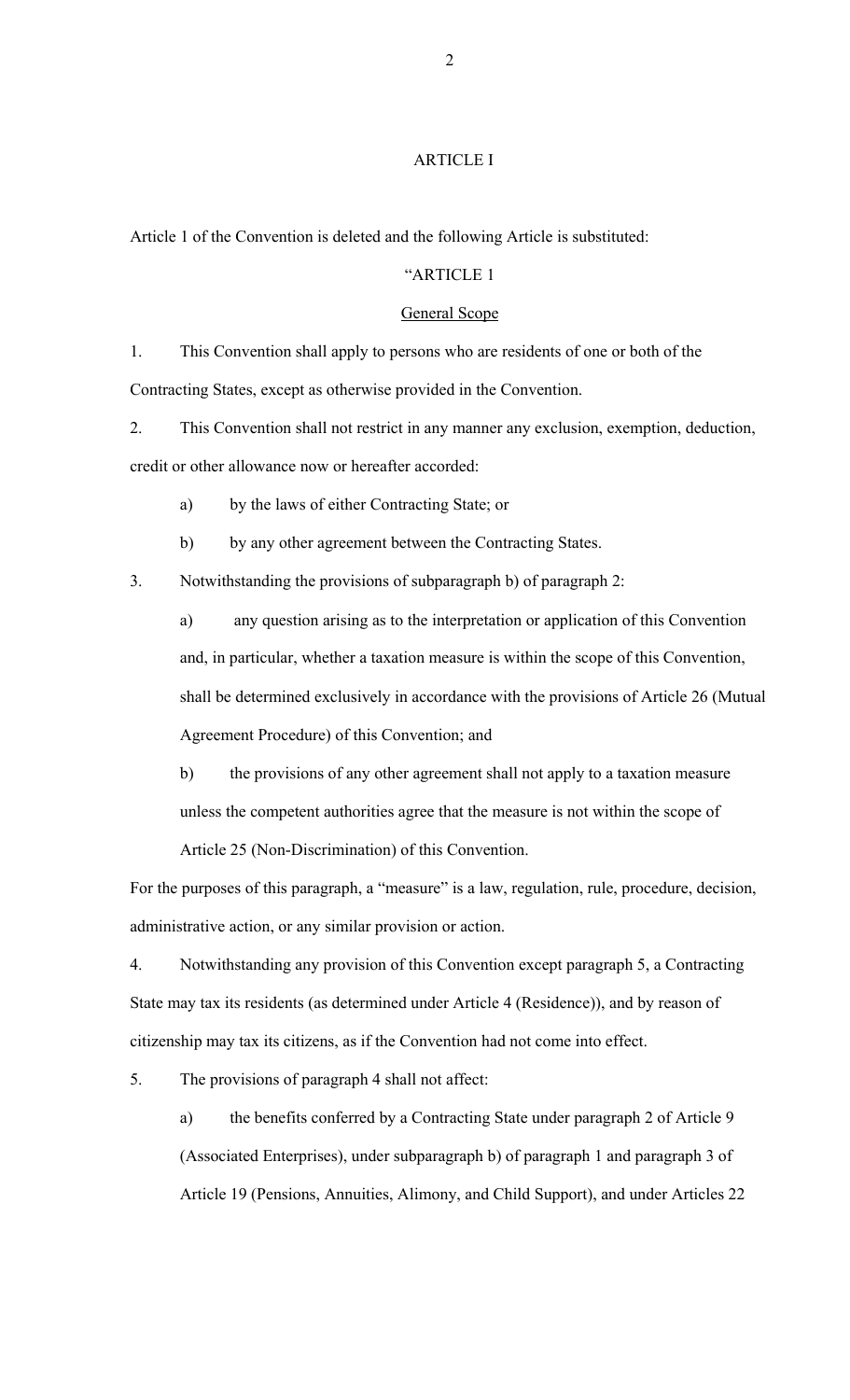ARTICLE I

Article 1 of the Convention is deleted and the following Article is substituted:

"ARTICLE 1

General Scope

1. This Convention shall apply to persons who are residents of one or both of the Contracting States, except as otherwise provided in the Convention.

2. This Convention shall not restrict in any manner any exclusion, exemption, deduction, credit or other allowance now or hereafter accorded:

   a) by the laws of either Contracting State; or

   b) by any other agreement between the Contracting States.

3. Notwithstanding the provisions of subparagraph b) of paragraph 2:

   a) any question arising as to the interpretation or application of this Convention and, in particular, whether a taxation measure is within the scope of this Convention, shall be determined exclusively in accordance with the provisions of Article 26 (Mutual Agreement Procedure) of this Convention; and

   b) the provisions of any other agreement shall not apply to a taxation measure unless the competent authorities agree that the measure is not within the scope of Article 25 (Non-Discrimination) of this Convention.

For the purposes of this paragraph, a "measure" is a law, regulation, rule, procedure, decision, administrative action, or any similar provision or action.

4. Notwithstanding any provision of this Convention except paragraph 5, a Contracting State may tax its residents (as determined under Article 4 (Residence)), and by reason of citizenship may tax its citizens, as if the Convention had not come into effect.

5. The provisions of paragraph 4 shall not affect:

   a) the benefits conferred by a Contracting State under paragraph 2 of Article 9 (Associated Enterprises), under subparagraph b) of paragraph 1 and paragraph 3 of Article 19 (Pensions, Annuities, Alimony, and Child Support), and under Articles 22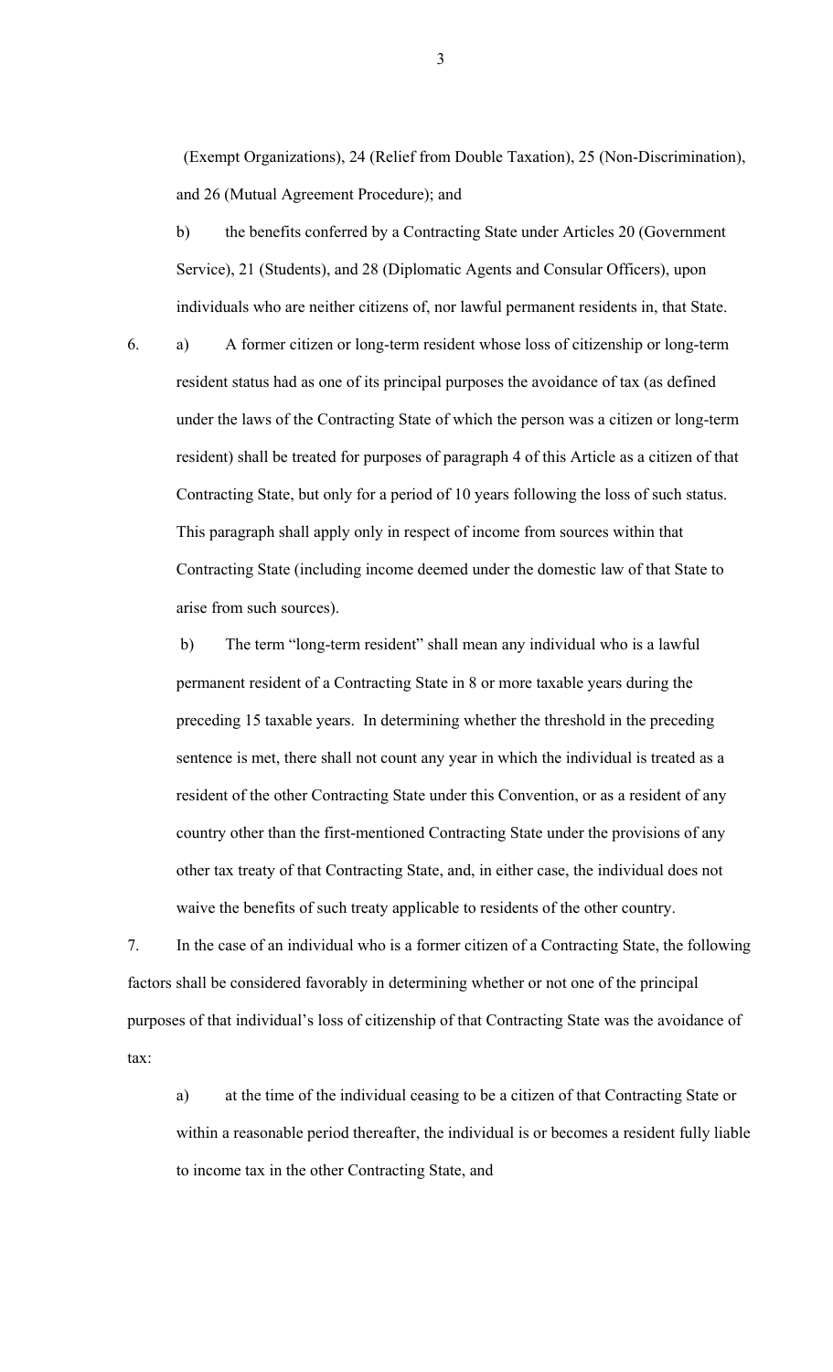(Exempt Organizations), 24 (Relief from Double Taxation), 25 (Non-Discrimination), and 26 (Mutual Agreement Procedure); and

b) the benefits conferred by a Contracting State under Articles 20 (Government Service), 21 (Students), and 28 (Diplomatic Agents and Consular Officers), upon individuals who are neither citizens of, nor lawful permanent residents in, that State.

6. a) A former citizen or long-term resident whose loss of citizenship or long-term resident status had as one of its principal purposes the avoidance of tax (as defined under the laws of the Contracting State of which the person was a citizen or long-term resident) shall be treated for purposes of paragraph 4 of this Article as a citizen of that Contracting State, but only for a period of 10 years following the loss of such status. This paragraph shall apply only in respect of income from sources within that Contracting State (including income deemed under the domestic law of that State to arise from such sources).

b) The term "long-term resident" shall mean any individual who is a lawful permanent resident of a Contracting State in 8 or more taxable years during the preceding 15 taxable years. In determining whether the threshold in the preceding sentence is met, there shall not count any year in which the individual is treated as a resident of the other Contracting State under this Convention, or as a resident of any country other than the first-mentioned Contracting State under the provisions of any other tax treaty of that Contracting State, and, in either case, the individual does not waive the benefits of such treaty applicable to residents of the other country.

7. In the case of an individual who is a former citizen of a Contracting State, the following factors shall be considered favorably in determining whether or not one of the principal purposes of that individual's loss of citizenship of that Contracting State was the avoidance of tax:

a) at the time of the individual ceasing to be a citizen of that Contracting State or within a reasonable period thereafter, the individual is or becomes a resident fully liable to income tax in the other Contracting State, and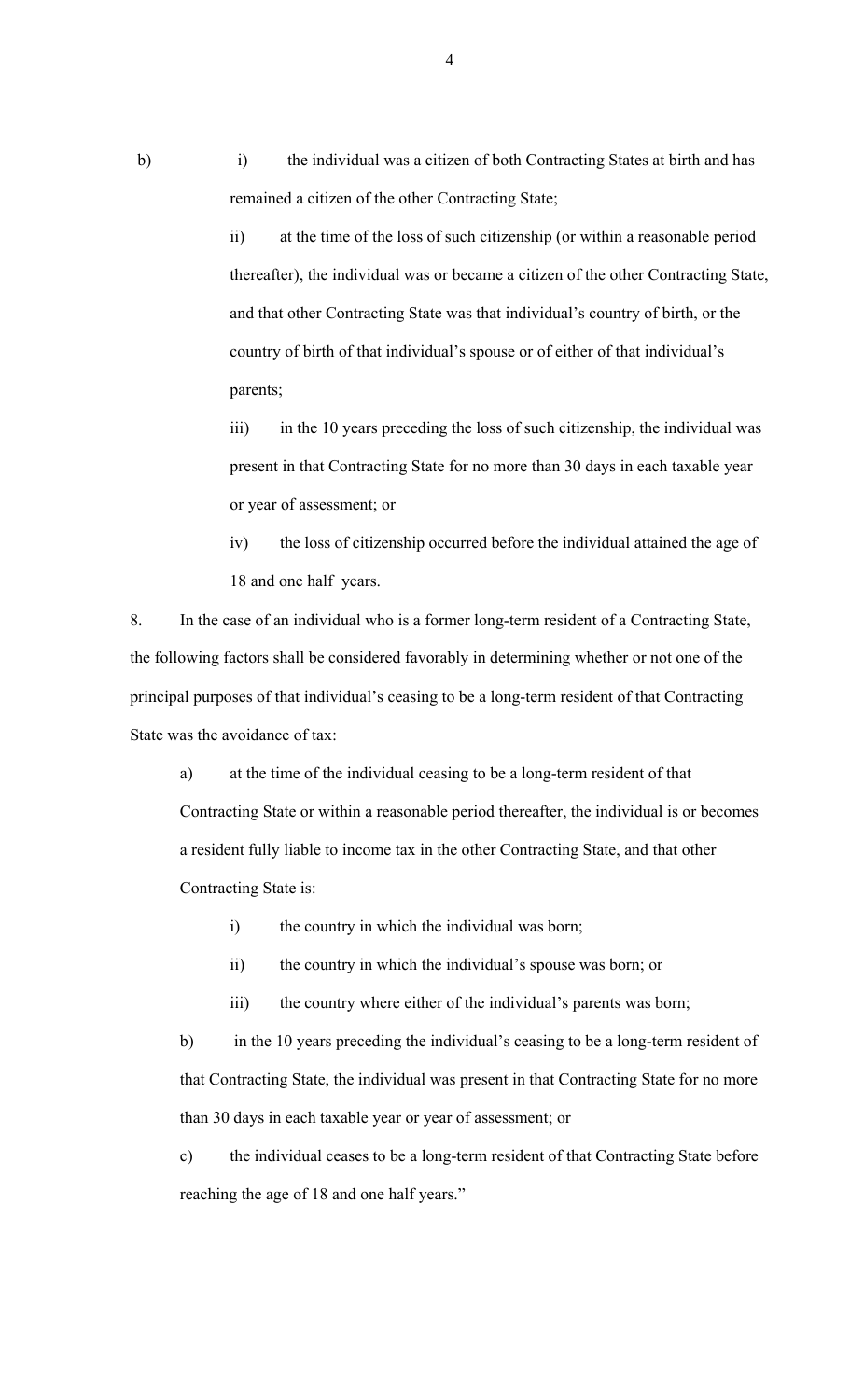b) i) the individual was a citizen of both Contracting States at birth and has remained a citizen of the other Contracting State;

ii) at the time of the loss of such citizenship (or within a reasonable period thereafter), the individual was or became a citizen of the other Contracting State, and that other Contracting State was that individual's country of birth, or the country of birth of that individual's spouse or of either of that individual's parents;

iii) in the 10 years preceding the loss of such citizenship, the individual was present in that Contracting State for no more than 30 days in each taxable year or year of assessment; or

iv) the loss of citizenship occurred before the individual attained the age of 18 and one half years.

8. In the case of an individual who is a former long-term resident of a Contracting State, the following factors shall be considered favorably in determining whether or not one of the principal purposes of that individual's ceasing to be a long-term resident of that Contracting State was the avoidance of tax:

a) at the time of the individual ceasing to be a long-term resident of that Contracting State or within a reasonable period thereafter, the individual is or becomes a resident fully liable to income tax in the other Contracting State, and that other Contracting State is:

i) the country in which the individual was born;

ii) the country in which the individual's spouse was born; or

iii) the country where either of the individual's parents was born;

b) in the 10 years preceding the individual's ceasing to be a long-term resident of that Contracting State, the individual was present in that Contracting State for no more than 30 days in each taxable year or year of assessment; or

c) the individual ceases to be a long-term resident of that Contracting State before reaching the age of 18 and one half years."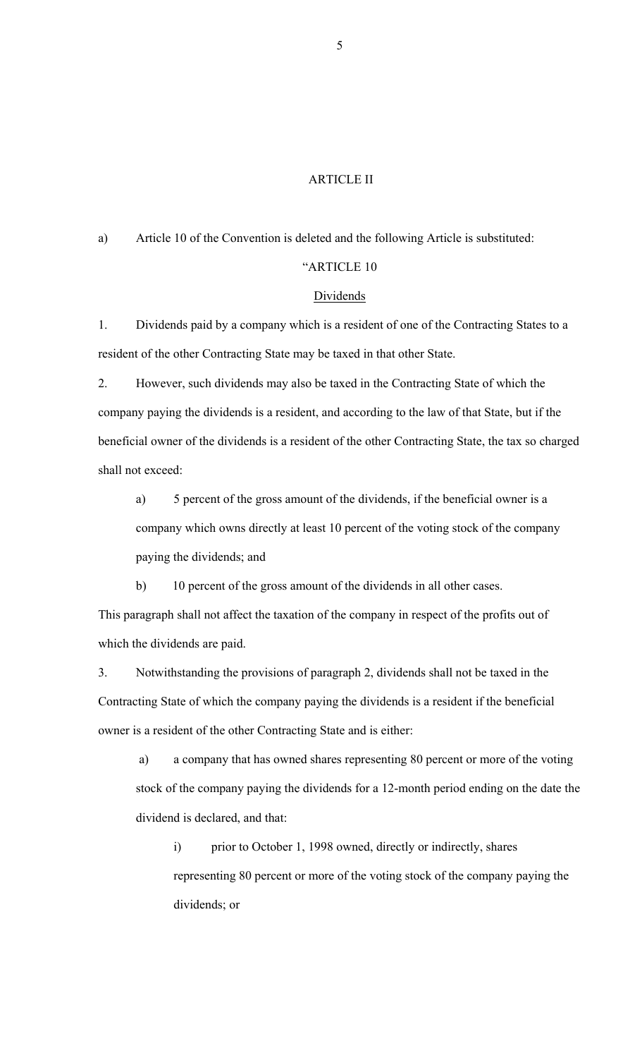## ARTICLE II

a) Article 10 of the Convention is deleted and the following Article is substituted:

"ARTICLE 10

Dividends

1. Dividends paid by a company which is a resident of one of the Contracting States to a resident of the other Contracting State may be taxed in that other State.

2. However, such dividends may also be taxed in the Contracting State of which the company paying the dividends is a resident, and according to the law of that State, but if the beneficial owner of the dividends is a resident of the other Contracting State, the tax so charged shall not exceed:

   a) 5 percent of the gross amount of the dividends, if the beneficial owner is a company which owns directly at least 10 percent of the voting stock of the company paying the dividends; and

   b) 10 percent of the gross amount of the dividends in all other cases.

This paragraph shall not affect the taxation of the company in respect of the profits out of which the dividends are paid.

3. Notwithstanding the provisions of paragraph 2, dividends shall not be taxed in the Contracting State of which the company paying the dividends is a resident if the beneficial owner is a resident of the other Contracting State and is either:

   a) a company that has owned shares representing 80 percent or more of the voting stock of the company paying the dividends for a 12-month period ending on the date the dividend is declared, and that:

      i) prior to October 1, 1998 owned, directly or indirectly, shares representing 80 percent or more of the voting stock of the company paying the dividends; or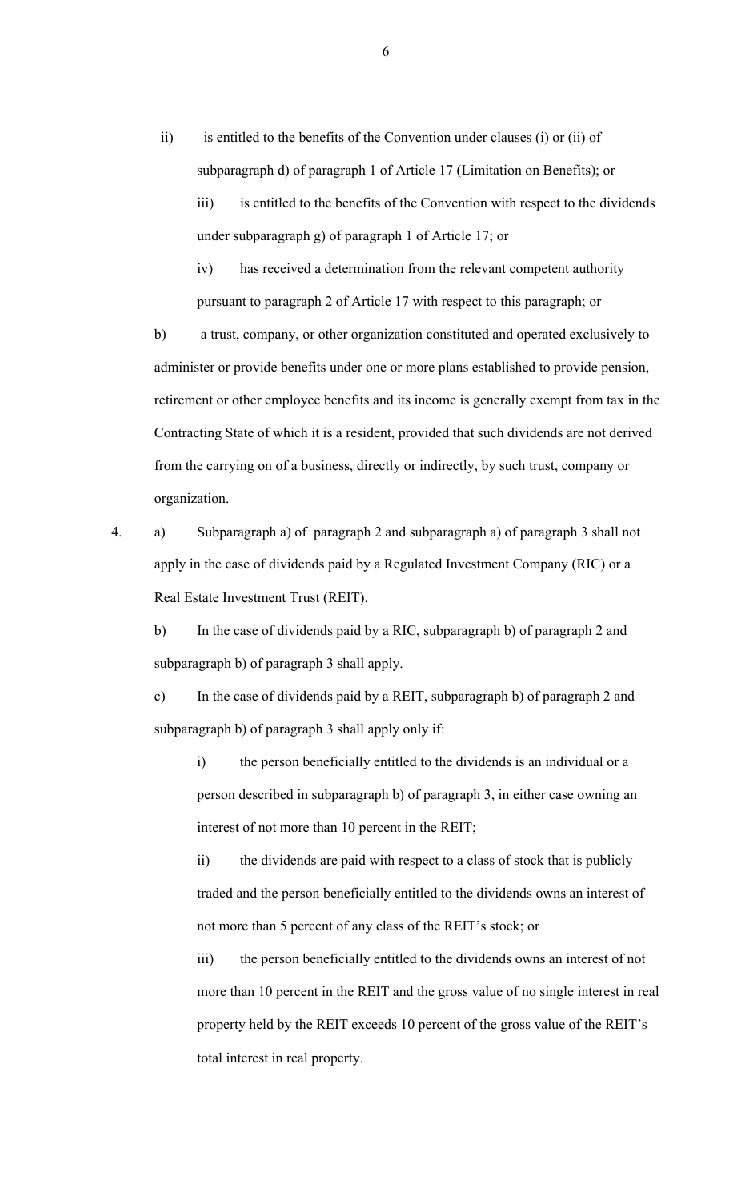ii) is entitled to the benefits of the Convention under clauses (i) or (ii) of subparagraph d) of paragraph 1 of Article 17 (Limitation on Benefits); or

iii) is entitled to the benefits of the Convention with respect to the dividends under subparagraph g) of paragraph 1 of Article 17; or

iv) has received a determination from the relevant competent authority pursuant to paragraph 2 of Article 17 with respect to this paragraph; or

b) a trust, company, or other organization constituted and operated exclusively to administer or provide benefits under one or more plans established to provide pension, retirement or other employee benefits and its income is generally exempt from tax in the Contracting State of which it is a resident, provided that such dividends are not derived from the carrying on of a business, directly or indirectly, by such trust, company or organization.

4. a) Subparagraph a) of paragraph 2 and subparagraph a) of paragraph 3 shall not apply in the case of dividends paid by a Regulated Investment Company (RIC) or a Real Estate Investment Trust (REIT).

b) In the case of dividends paid by a RIC, subparagraph b) of paragraph 2 and subparagraph b) of paragraph 3 shall apply.

c) In the case of dividends paid by a REIT, subparagraph b) of paragraph 2 and subparagraph b) of paragraph 3 shall apply only if:

i) the person beneficially entitled to the dividends is an individual or a person described in subparagraph b) of paragraph 3, in either case owning an interest of not more than 10 percent in the REIT;

ii) the dividends are paid with respect to a class of stock that is publicly traded and the person beneficially entitled to the dividends owns an interest of not more than 5 percent of any class of the REIT's stock; or

iii) the person beneficially entitled to the dividends owns an interest of not more than 10 percent in the REIT and the gross value of no single interest in real property held by the REIT exceeds 10 percent of the gross value of the REIT's total interest in real property.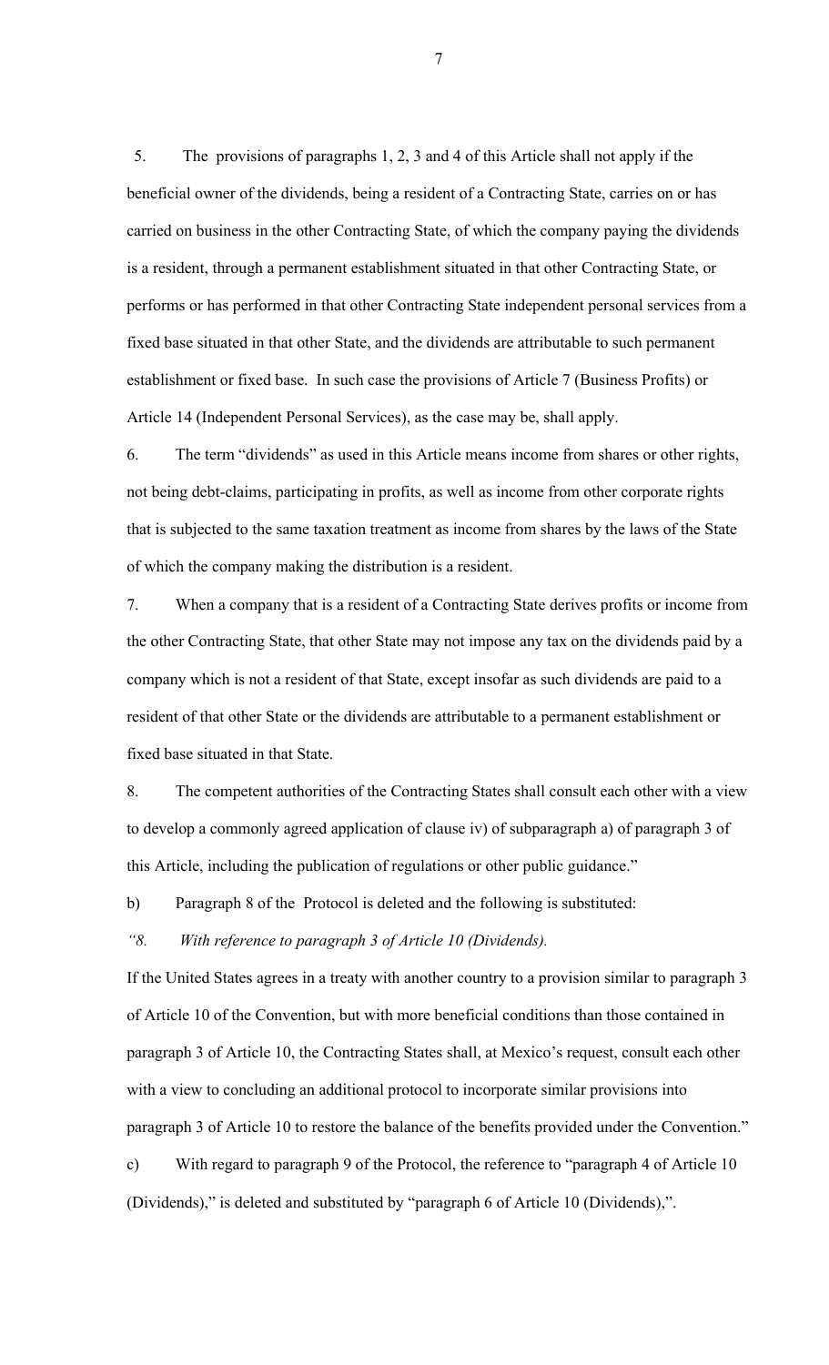5. The provisions of paragraphs 1, 2, 3 and 4 of this Article shall not apply if the beneficial owner of the dividends, being a resident of a Contracting State, carries on or has carried on business in the other Contracting State, of which the company paying the dividends is a resident, through a permanent establishment situated in that other Contracting State, or performs or has performed in that other Contracting State independent personal services from a fixed base situated in that other State, and the dividends are attributable to such permanent establishment or fixed base. In such case the provisions of Article 7 (Business Profits) or Article 14 (Independent Personal Services), as the case may be, shall apply.

6. The term "dividends" as used in this Article means income from shares or other rights, not being debt-claims, participating in profits, as well as income from other corporate rights that is subjected to the same taxation treatment as income from shares by the laws of the State of which the company making the distribution is a resident.

7. When a company that is a resident of a Contracting State derives profits or income from the other Contracting State, that other State may not impose any tax on the dividends paid by a company which is not a resident of that State, except insofar as such dividends are paid to a resident of that other State or the dividends are attributable to a permanent establishment or fixed base situated in that State.

8. The competent authorities of the Contracting States shall consult each other with a view to develop a commonly agreed application of clause iv) of subparagraph a) of paragraph 3 of this Article, including the publication of regulations or other public guidance."

b) Paragraph 8 of the Protocol is deleted and the following is substituted:

*"8. With reference to paragraph 3 of Article 10 (Dividends).*

If the United States agrees in a treaty with another country to a provision similar to paragraph 3 of Article 10 of the Convention, but with more beneficial conditions than those contained in paragraph 3 of Article 10, the Contracting States shall, at Mexico's request, consult each other with a view to concluding an additional protocol to incorporate similar provisions into paragraph 3 of Article 10 to restore the balance of the benefits provided under the Convention."

c) With regard to paragraph 9 of the Protocol, the reference to "paragraph 4 of Article 10 (Dividends)," is deleted and substituted by "paragraph 6 of Article 10 (Dividends),".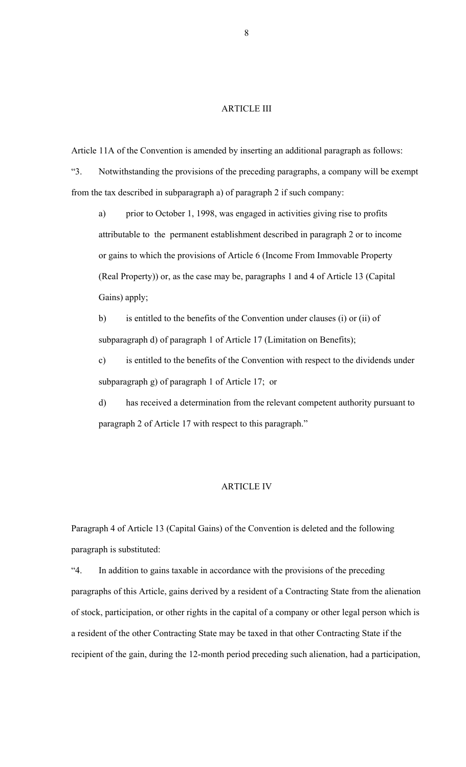## ARTICLE III

Article 11A of the Convention is amended by inserting an additional paragraph as follows:

"3. Notwithstanding the provisions of the preceding paragraphs, a company will be exempt from the tax described in subparagraph a) of paragraph 2 if such company:

a) prior to October 1, 1998, was engaged in activities giving rise to profits attributable to the permanent establishment described in paragraph 2 or to income or gains to which the provisions of Article 6 (Income From Immovable Property (Real Property)) or, as the case may be, paragraphs 1 and 4 of Article 13 (Capital Gains) apply;

b) is entitled to the benefits of the Convention under clauses (i) or (ii) of subparagraph d) of paragraph 1 of Article 17 (Limitation on Benefits);

c) is entitled to the benefits of the Convention with respect to the dividends under subparagraph g) of paragraph 1 of Article 17; or

d) has received a determination from the relevant competent authority pursuant to paragraph 2 of Article 17 with respect to this paragraph."

## ARTICLE IV

Paragraph 4 of Article 13 (Capital Gains) of the Convention is deleted and the following paragraph is substituted:

"4. In addition to gains taxable in accordance with the provisions of the preceding paragraphs of this Article, gains derived by a resident of a Contracting State from the alienation of stock, participation, or other rights in the capital of a company or other legal person which is a resident of the other Contracting State may be taxed in that other Contracting State if the recipient of the gain, during the 12-month period preceding such alienation, had a participation,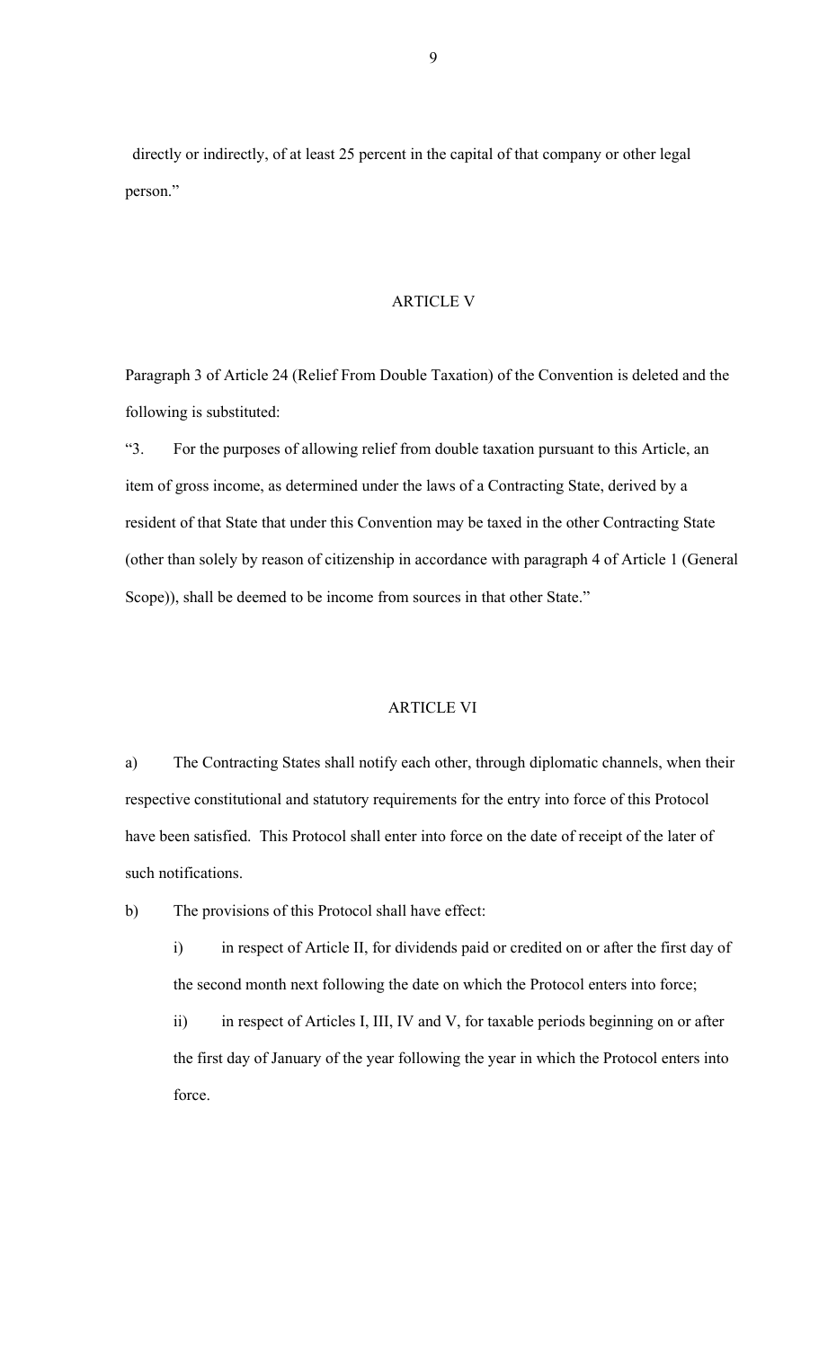directly or indirectly, of at least 25 percent in the capital of that company or other legal person."

## ARTICLE V

Paragraph 3 of Article 24 (Relief From Double Taxation) of the Convention is deleted and the following is substituted:

"3. For the purposes of allowing relief from double taxation pursuant to this Article, an item of gross income, as determined under the laws of a Contracting State, derived by a resident of that State that under this Convention may be taxed in the other Contracting State (other than solely by reason of citizenship in accordance with paragraph 4 of Article 1 (General Scope)), shall be deemed to be income from sources in that other State."

## ARTICLE VI

a) The Contracting States shall notify each other, through diplomatic channels, when their respective constitutional and statutory requirements for the entry into force of this Protocol have been satisfied. This Protocol shall enter into force on the date of receipt of the later of such notifications.

b) The provisions of this Protocol shall have effect:

- i) in respect of Article II, for dividends paid or credited on or after the first day of the second month next following the date on which the Protocol enters into force;
- ii) in respect of Articles I, III, IV and V, for taxable periods beginning on or after the first day of January of the year following the year in which the Protocol enters into force.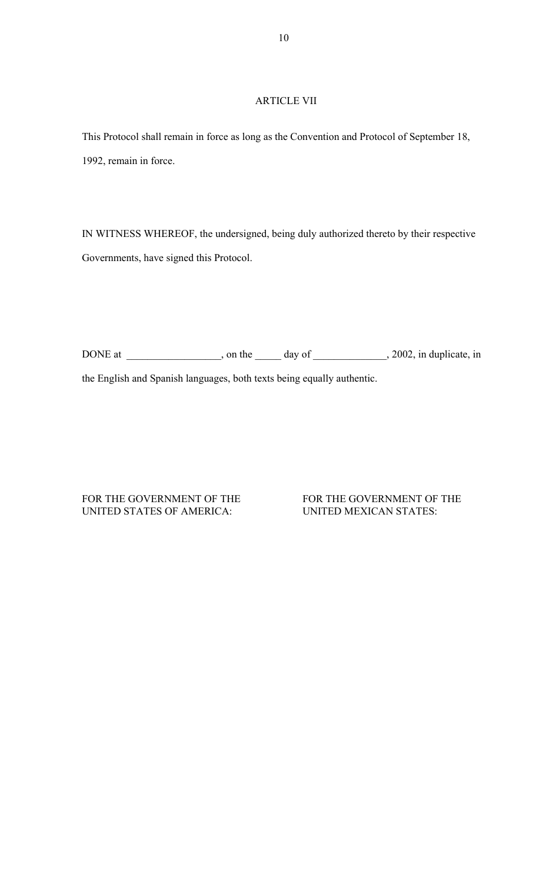## ARTICLE VII

This Protocol shall remain in force as long as the Convention and Protocol of September 18, 1992, remain in force.

IN WITNESS WHEREOF, the undersigned, being duly authorized thereto by their respective Governments, have signed this Protocol.

DONE at \_\_\_\_\_\_\_\_\_\_\_\_\_\_\_\_\_\_, on the \_\_\_\_\_ day of \_\_\_\_\_\_\_\_\_\_\_\_\_\_, 2002, in duplicate, in the English and Spanish languages, both texts being equally authentic.

FOR THE GOVERNMENT OF THE UNITED STATES OF AMERICA:

FOR THE GOVERNMENT OF THE UNITED MEXICAN STATES: